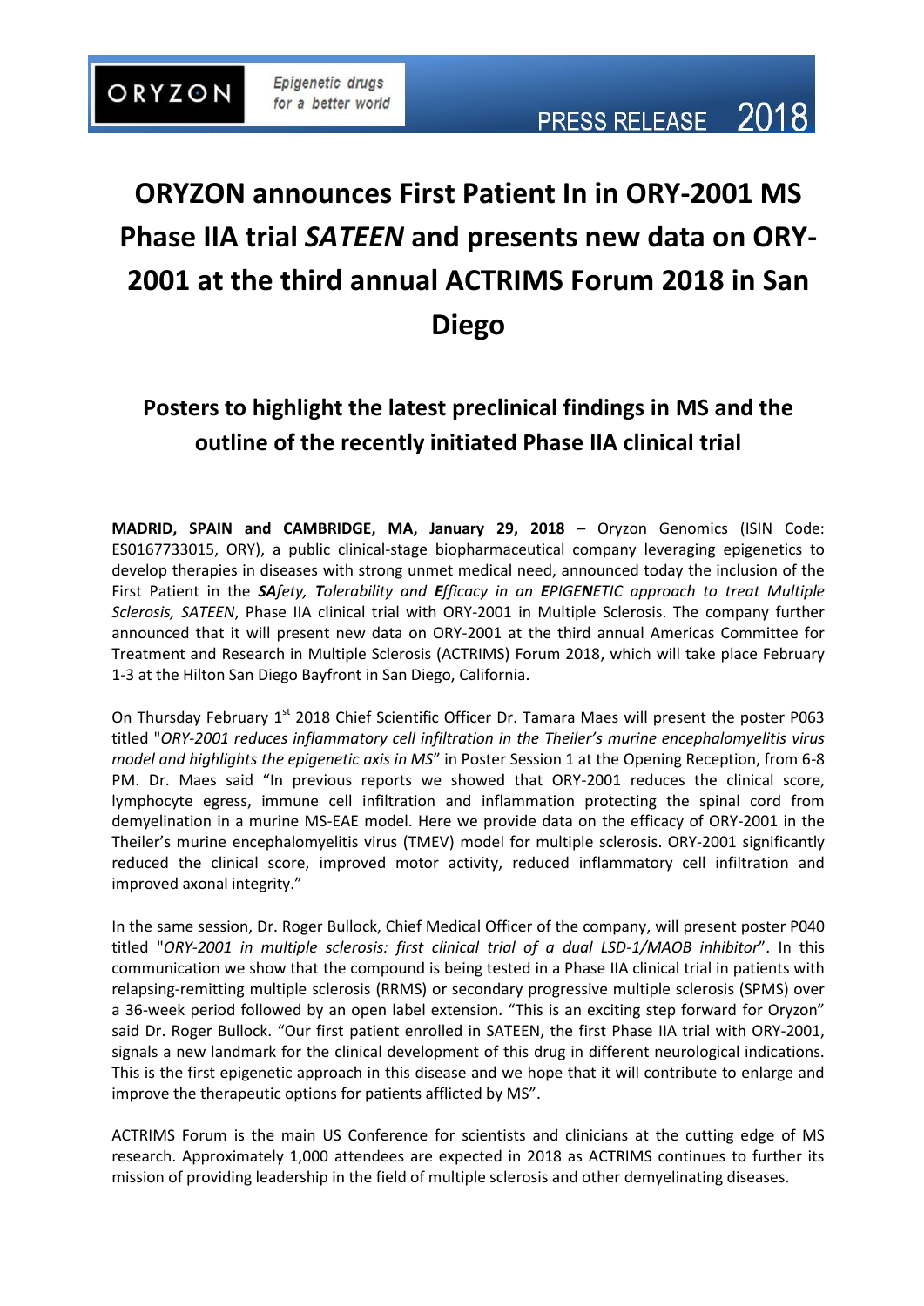ORYZON | Epigenetic drugs for a better world

PRESS RELEASE 2018

# ORYZON announces First Patient In in ORY-2001 MS Phase IIA trial *SATEEN* and presents new data on ORY-2001 at the third annual ACTRIMS Forum 2018 in San Diego

## Posters to highlight the latest preclinical findings in MS and the outline of the recently initiated Phase IIA clinical trial

**MADRID, SPAIN and CAMBRIDGE, MA, January 29, 2018** – Oryzon Genomics (ISIN Code: ES0167733015, ORY), a public clinical-stage biopharmaceutical company leveraging epigenetics to develop therapies in diseases with strong unmet medical need, announced today the inclusion of the First Patient in the ***SA****fety,* ***T****olerability and* ***E****fficacy in an* ***E****PIGE****N****ETIC approach to treat Multiple Sclerosis, SATEEN*, Phase IIA clinical trial with ORY-2001 in Multiple Sclerosis. The company further announced that it will present new data on ORY-2001 at the third annual Americas Committee for Treatment and Research in Multiple Sclerosis (ACTRIMS) Forum 2018, which will take place February 1-3 at the Hilton San Diego Bayfront in San Diego, California.

On Thursday February 1st 2018 Chief Scientific Officer Dr. Tamara Maes will present the poster P063 titled "*ORY-2001 reduces inflammatory cell infiltration in the Theiler's murine encephalomyelitis virus model and highlights the epigenetic axis in MS*" in Poster Session 1 at the Opening Reception, from 6-8 PM. Dr. Maes said "In previous reports we showed that ORY-2001 reduces the clinical score, lymphocyte egress, immune cell infiltration and inflammation protecting the spinal cord from demyelination in a murine MS-EAE model. Here we provide data on the efficacy of ORY-2001 in the Theiler's murine encephalomyelitis virus (TMEV) model for multiple sclerosis. ORY-2001 significantly reduced the clinical score, improved motor activity, reduced inflammatory cell infiltration and improved axonal integrity."

In the same session, Dr. Roger Bullock, Chief Medical Officer of the company, will present poster P040 titled "*ORY-2001 in multiple sclerosis: first clinical trial of a dual LSD-1/MAOB inhibitor*". In this communication we show that the compound is being tested in a Phase IIA clinical trial in patients with relapsing-remitting multiple sclerosis (RRMS) or secondary progressive multiple sclerosis (SPMS) over a 36-week period followed by an open label extension. "This is an exciting step forward for Oryzon" said Dr. Roger Bullock. "Our first patient enrolled in SATEEN, the first Phase IIA trial with ORY-2001, signals a new landmark for the clinical development of this drug in different neurological indications. This is the first epigenetic approach in this disease and we hope that it will contribute to enlarge and improve the therapeutic options for patients afflicted by MS".

ACTRIMS Forum is the main US Conference for scientists and clinicians at the cutting edge of MS research. Approximately 1,000 attendees are expected in 2018 as ACTRIMS continues to further its mission of providing leadership in the field of multiple sclerosis and other demyelinating diseases.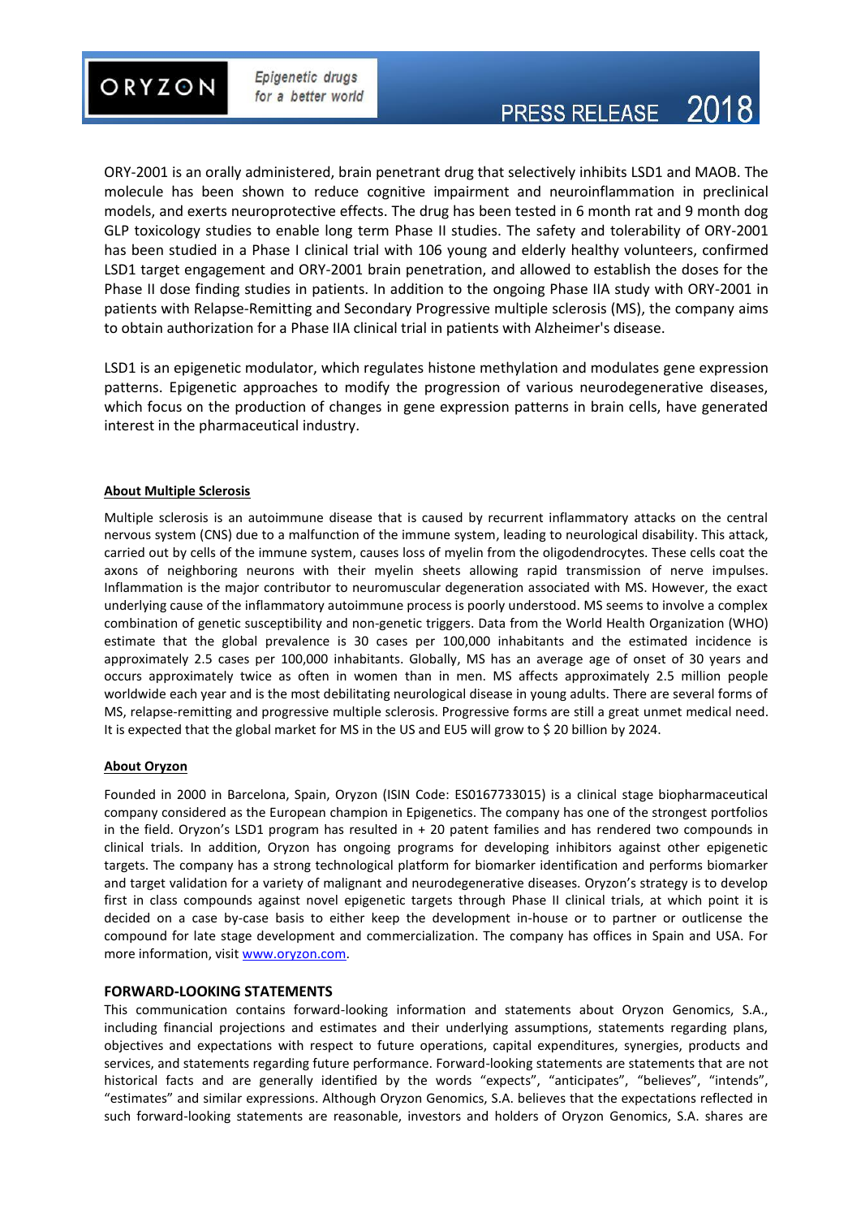ORY-2001 is an orally administered, brain penetrant drug that selectively inhibits LSD1 and MAOB. The molecule has been shown to reduce cognitive impairment and neuroinflammation in preclinical models, and exerts neuroprotective effects. The drug has been tested in 6 month rat and 9 month dog GLP toxicology studies to enable long term Phase II studies. The safety and tolerability of ORY-2001 has been studied in a Phase I clinical trial with 106 young and elderly healthy volunteers, confirmed LSD1 target engagement and ORY-2001 brain penetration, and allowed to establish the doses for the Phase II dose finding studies in patients. In addition to the ongoing Phase IIA study with ORY-2001 in patients with Relapse-Remitting and Secondary Progressive multiple sclerosis (MS), the company aims to obtain authorization for a Phase IIA clinical trial in patients with Alzheimer's disease.

LSD1 is an epigenetic modulator, which regulates histone methylation and modulates gene expression patterns. Epigenetic approaches to modify the progression of various neurodegenerative diseases, which focus on the production of changes in gene expression patterns in brain cells, have generated interest in the pharmaceutical industry.

**About Multiple Sclerosis**

Multiple sclerosis is an autoimmune disease that is caused by recurrent inflammatory attacks on the central nervous system (CNS) due to a malfunction of the immune system, leading to neurological disability. This attack, carried out by cells of the immune system, causes loss of myelin from the oligodendrocytes. These cells coat the axons of neighboring neurons with their myelin sheets allowing rapid transmission of nerve impulses. Inflammation is the major contributor to neuromuscular degeneration associated with MS. However, the exact underlying cause of the inflammatory autoimmune process is poorly understood. MS seems to involve a complex combination of genetic susceptibility and non-genetic triggers. Data from the World Health Organization (WHO) estimate that the global prevalence is 30 cases per 100,000 inhabitants and the estimated incidence is approximately 2.5 cases per 100,000 inhabitants. Globally, MS has an average age of onset of 30 years and occurs approximately twice as often in women than in men. MS affects approximately 2.5 million people worldwide each year and is the most debilitating neurological disease in young adults. There are several forms of MS, relapse-remitting and progressive multiple sclerosis. Progressive forms are still a great unmet medical need. It is expected that the global market for MS in the US and EU5 will grow to $ 20 billion by 2024.

**About Oryzon**

Founded in 2000 in Barcelona, Spain, Oryzon (ISIN Code: ES0167733015) is a clinical stage biopharmaceutical company considered as the European champion in Epigenetics. The company has one of the strongest portfolios in the field. Oryzon's LSD1 program has resulted in + 20 patent families and has rendered two compounds in clinical trials. In addition, Oryzon has ongoing programs for developing inhibitors against other epigenetic targets. The company has a strong technological platform for biomarker identification and performs biomarker and target validation for a variety of malignant and neurodegenerative diseases. Oryzon's strategy is to develop first in class compounds against novel epigenetic targets through Phase II clinical trials, at which point it is decided on a case by-case basis to either keep the development in-house or to partner or outlicense the compound for late stage development and commercialization. The company has offices in Spain and USA. For more information, visit www.oryzon.com.

**FORWARD-LOOKING STATEMENTS**

This communication contains forward-looking information and statements about Oryzon Genomics, S.A., including financial projections and estimates and their underlying assumptions, statements regarding plans, objectives and expectations with respect to future operations, capital expenditures, synergies, products and services, and statements regarding future performance. Forward-looking statements are statements that are not historical facts and are generally identified by the words "expects", "anticipates", "believes", "intends", "estimates" and similar expressions. Although Oryzon Genomics, S.A. believes that the expectations reflected in such forward-looking statements are reasonable, investors and holders of Oryzon Genomics, S.A. shares are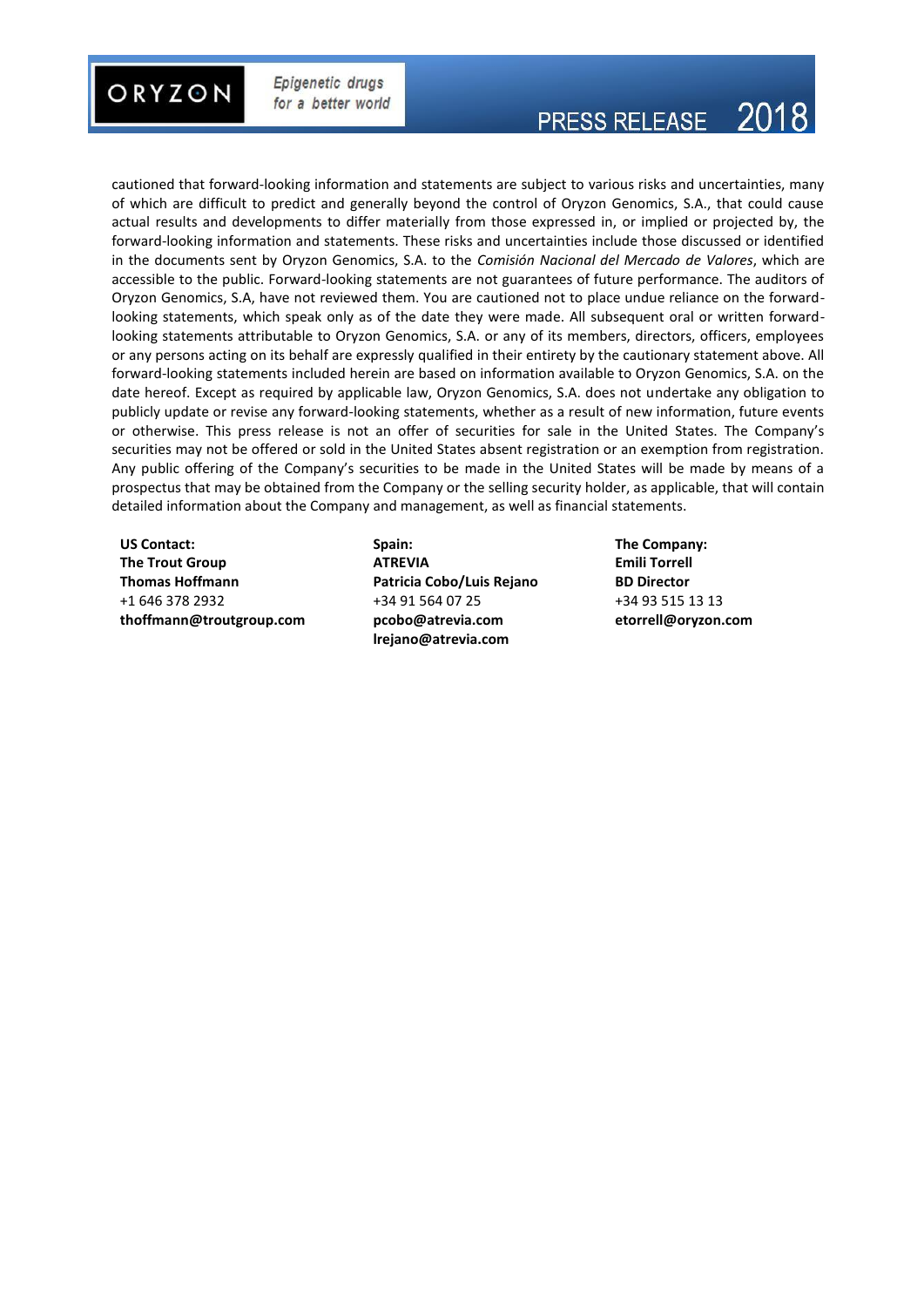cautioned that forward-looking information and statements are subject to various risks and uncertainties, many of which are difficult to predict and generally beyond the control of Oryzon Genomics, S.A., that could cause actual results and developments to differ materially from those expressed in, or implied or projected by, the forward-looking information and statements. These risks and uncertainties include those discussed or identified in the documents sent by Oryzon Genomics, S.A. to the *Comisión Nacional del Mercado de Valores*, which are accessible to the public. Forward-looking statements are not guarantees of future performance. The auditors of Oryzon Genomics, S.A, have not reviewed them. You are cautioned not to place undue reliance on the forward-looking statements, which speak only as of the date they were made. All subsequent oral or written forward-looking statements attributable to Oryzon Genomics, S.A. or any of its members, directors, officers, employees or any persons acting on its behalf are expressly qualified in their entirety by the cautionary statement above. All forward-looking statements included herein are based on information available to Oryzon Genomics, S.A. on the date hereof. Except as required by applicable law, Oryzon Genomics, S.A. does not undertake any obligation to publicly update or revise any forward-looking statements, whether as a result of new information, future events or otherwise. This press release is not an offer of securities for sale in the United States. The Company's securities may not be offered or sold in the United States absent registration or an exemption from registration. Any public offering of the Company's securities to be made in the United States will be made by means of a prospectus that may be obtained from the Company or the selling security holder, as applicable, that will contain detailed information about the Company and management, as well as financial statements.

**US Contact:**
**The Trout Group**
**Thomas Hoffmann**
+1 646 378 2932
**thoffmann@troutgroup.com**

**Spain:**
**ATREVIA**
**Patricia Cobo/Luis Rejano**
+34 91 564 07 25
**pcobo@atrevia.com**
**lrejano@atrevia.com**

**The Company:**
**Emili Torrell**
**BD Director**
+34 93 515 13 13
**etorrell@oryzon.com**